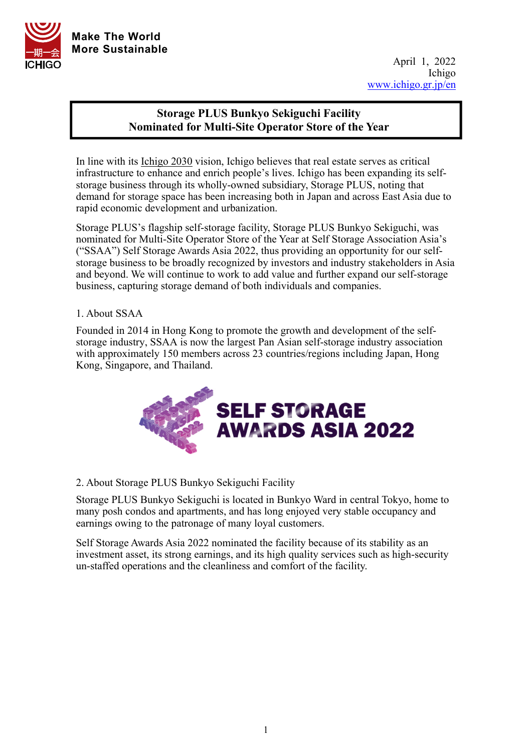Make The World More Sustainable

April 1, 2022
Ichigo
www.ichigo.gr.jp/en

# Storage PLUS Bunkyo Sekiguchi Facility Nominated for Multi-Site Operator Store of the Year

In line with its Ichigo 2030 vision, Ichigo believes that real estate serves as critical infrastructure to enhance and enrich people's lives. Ichigo has been expanding its self-storage business through its wholly-owned subsidiary, Storage PLUS, noting that demand for storage space has been increasing both in Japan and across East Asia due to rapid economic development and urbanization.

Storage PLUS's flagship self-storage facility, Storage PLUS Bunkyo Sekiguchi, was nominated for Multi-Site Operator Store of the Year at Self Storage Association Asia's ("SSAA") Self Storage Awards Asia 2022, thus providing an opportunity for our self-storage business to be broadly recognized by investors and industry stakeholders in Asia and beyond. We will continue to work to add value and further expand our self-storage business, capturing storage demand of both individuals and companies.

## 1. About SSAA

Founded in 2014 in Hong Kong to promote the growth and development of the self-storage industry, SSAA is now the largest Pan Asian self-storage industry association with approximately 150 members across 23 countries/regions including Japan, Hong Kong, Singapore, and Thailand.

SELF STORAGE AWARDS ASIA 2022

## 2. About Storage PLUS Bunkyo Sekiguchi Facility

Storage PLUS Bunkyo Sekiguchi is located in Bunkyo Ward in central Tokyo, home to many posh condos and apartments, and has long enjoyed very stable occupancy and earnings owing to the patronage of many loyal customers.

Self Storage Awards Asia 2022 nominated the facility because of its stability as an investment asset, its strong earnings, and its high quality services such as high-security un-staffed operations and the cleanliness and comfort of the facility.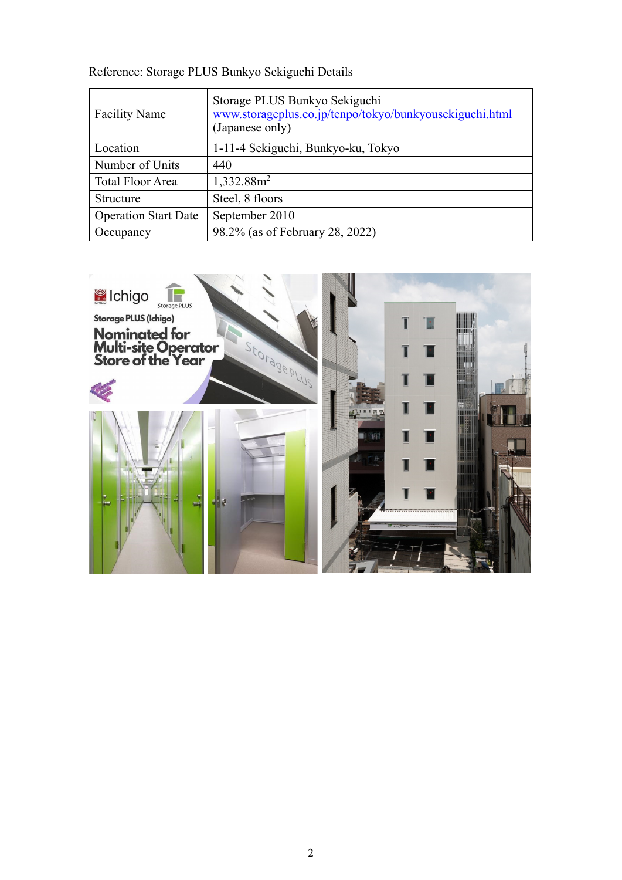Reference: Storage PLUS Bunkyo Sekiguchi Details

| | |
|---|---|
| Facility Name | Storage PLUS Bunkyo Sekiguchi<br>www.storageplus.co.jp/tenpo/tokyo/bunkyousekiguchi.html<br>(Japanese only) |
| Location | 1-11-4 Sekiguchi, Bunkyo-ku, Tokyo |
| Number of Units | 440 |
| Total Floor Area | 1,332.88m$^2$ |
| Structure | Steel, 8 floors |
| Operation Start Date | September 2010 |
| Occupancy | 98.2% (as of February 28, 2022) |